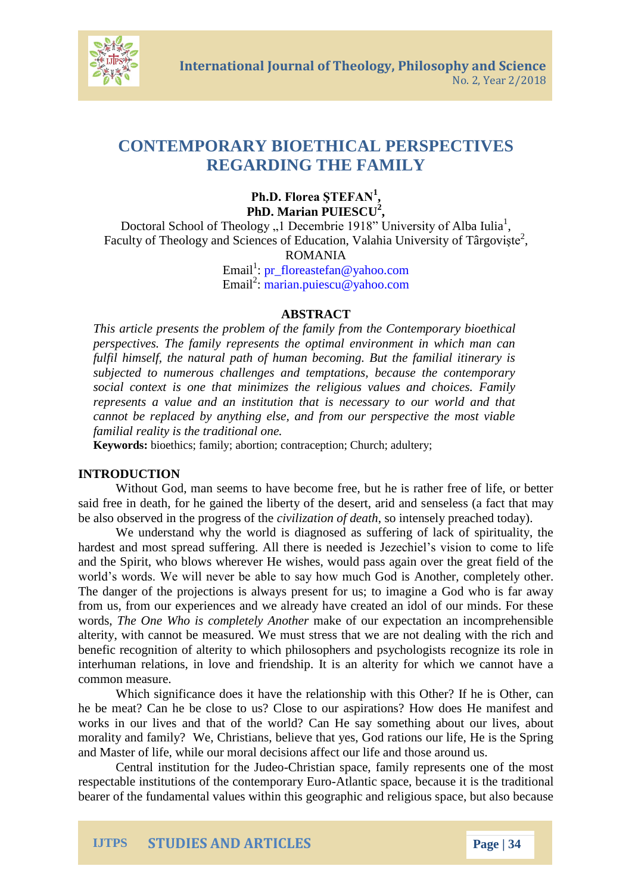# CONTEMPORARY BIOETHICAL PERSPECTIVES REGARDING THE FAMILY

**Ph.D. Florea ŞTEFAN[1],**
**PhD. Marian PUIESCU[2],**

Doctoral School of Theology „1 Decembrie 1918” University of Alba Iulia[1],
Faculty of Theology and Sciences of Education, Valahia University of Târgovişte[2],
ROMANIA
Email[1]: pr_floreastefan@yahoo.com
Email[2]: marian.puiescu@yahoo.com

## ABSTRACT

*This article presents the problem of the family from the Contemporary bioethical perspectives. The family represents the optimal environment in which man can fulfil himself, the natural path of human becoming. But the familial itinerary is subjected to numerous challenges and temptations, because the contemporary social context is one that minimizes the religious values and choices. Family represents a value and an institution that is necessary to our world and that cannot be replaced by anything else, and from our perspective the most viable familial reality is the traditional one.*

**Keywords:** bioethics; family; abortion; contraception; Church; adultery;

## INTRODUCTION

Without God, man seems to have become free, but he is rather free of life, or better said free in death, for he gained the liberty of the desert, arid and senseless (a fact that may be also observed in the progress of the *civilization of death*, so intensely preached today).

We understand why the world is diagnosed as suffering of lack of spirituality, the hardest and most spread suffering. All there is needed is Jezechiel's vision to come to life and the Spirit, who blows wherever He wishes, would pass again over the great field of the world's words. We will never be able to say how much God is Another, completely other. The danger of the projections is always present for us; to imagine a God who is far away from us, from our experiences and we already have created an idol of our minds. For these words, *The One Who is completely Another* make of our expectation an incomprehensible alterity, with cannot be measured. We must stress that we are not dealing with the rich and benefic recognition of alterity to which philosophers and psychologists recognize its role in interhuman relations, in love and friendship. It is an alterity for which we cannot have a common measure.

Which significance does it have the relationship with this Other? If he is Other, can he be meat? Can he be close to us? Close to our aspirations? How does He manifest and works in our lives and that of the world? Can He say something about our lives, about morality and family? We, Christians, believe that yes, God rations our life, He is the Spring and Master of life, while our moral decisions affect our life and those around us.

Central institution for the Judeo-Christian space, family represents one of the most respectable institutions of the contemporary Euro-Atlantic space, because it is the traditional bearer of the fundamental values within this geographic and religious space, but also because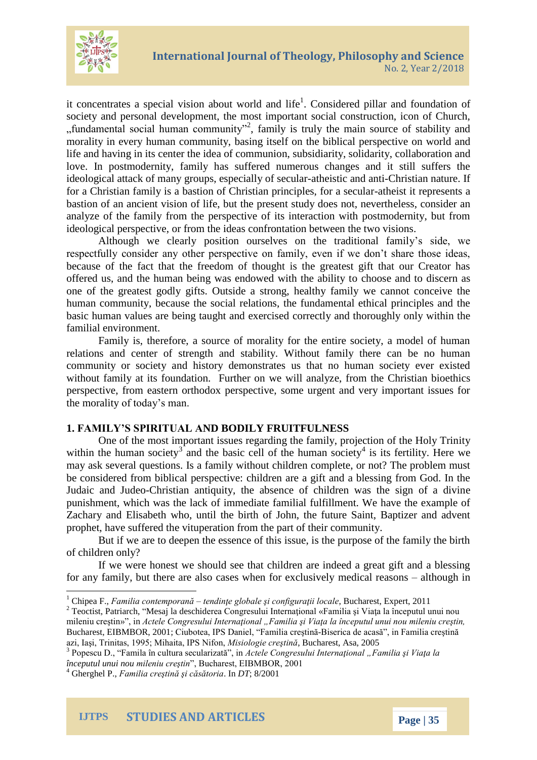it concentrates a special vision about world and life[1]. Considered pillar and foundation of society and personal development, the most important social construction, icon of Church, „fundamental social human community"[2], family is truly the main source of stability and morality in every human community, basing itself on the biblical perspective on world and life and having in its center the idea of communion, subsidiarity, solidarity, collaboration and love. In postmodernity, family has suffered numerous changes and it still suffers the ideological attack of many groups, especially of secular-atheistic and anti-Christian nature. If for a Christian family is a bastion of Christian principles, for a secular-atheist it represents a bastion of an ancient vision of life, but the present study does not, nevertheless, consider an analyze of the family from the perspective of its interaction with postmodernity, but from ideological perspective, or from the ideas confrontation between the two visions.

Although we clearly position ourselves on the traditional family's side, we respectfully consider any other perspective on family, even if we don't share those ideas, because of the fact that the freedom of thought is the greatest gift that our Creator has offered us, and the human being was endowed with the ability to choose and to discern as one of the greatest godly gifts. Outside a strong, healthy family we cannot conceive the human community, because the social relations, the fundamental ethical principles and the basic human values are being taught and exercised correctly and thoroughly only within the familial environment.

Family is, therefore, a source of morality for the entire society, a model of human relations and center of strength and stability. Without family there can be no human community or society and history demonstrates us that no human society ever existed without family at its foundation. Further on we will analyze, from the Christian bioethics perspective, from eastern orthodox perspective, some urgent and very important issues for the morality of today's man.

## 1. FAMILY'S SPIRITUAL AND BODILY FRUITFULNESS

One of the most important issues regarding the family, projection of the Holy Trinity within the human society[3] and the basic cell of the human society[4] is its fertility. Here we may ask several questions. Is a family without children complete, or not? The problem must be considered from biblical perspective: children are a gift and a blessing from God. In the Judaic and Judeo-Christian antiquity, the absence of children was the sign of a divine punishment, which was the lack of immediate familial fulfillment. We have the example of Zachary and Elisabeth who, until the birth of John, the future Saint, Baptizer and advent prophet, have suffered the vituperation from the part of their community.

But if we are to deepen the essence of this issue, is the purpose of the family the birth of children only?

If we were honest we should see that children are indeed a great gift and a blessing for any family, but there are also cases when for exclusively medical reasons – although in

---

[1] Chipea F., *Familia contemporană – tendințe globale și configurații locale*, Bucharest, Expert, 2011

[2] Teoctist, Patriarch, "Mesaj la deschiderea Congresului Internațional «Familia și Viața la începutul unui nou mileniu creștin»", in *Actele Congresului Internațional „Familia și Viața la începutul unui nou mileniu creștin,* Bucharest, EIBMBOR, 2001; Ciubotea, IPS Daniel, "Familia creștină-Biserica de acasă", in Familia creștină azi, Iași, Trinitas, 1995; Mihaita, IPS Nifon, *Misiologie creștină*, Bucharest, Asa, 2005

[3] Popescu D., "Famila în cultura secularizată", in *Actele Congresului Internațional „Familia și Viața la începutul unui nou mileniu creștin*", Bucharest, EIBMBOR, 2001

[4] Gherghel P., *Familia creștină și căsătoria*. In *DT*; 8/2001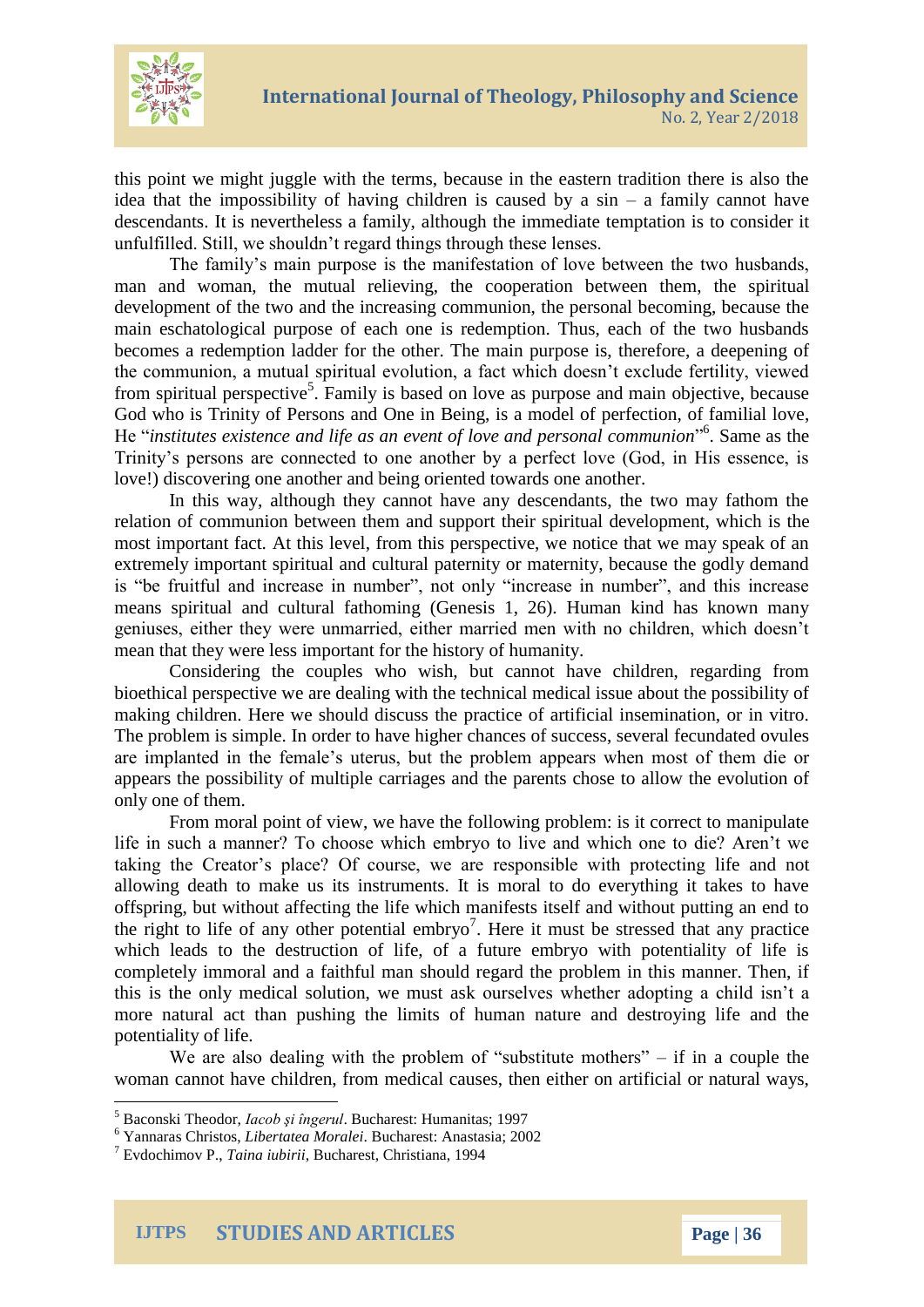this point we might juggle with the terms, because in the eastern tradition there is also the idea that the impossibility of having children is caused by a sin – a family cannot have descendants. It is nevertheless a family, although the immediate temptation is to consider it unfulfilled. Still, we shouldn't regard things through these lenses.

The family's main purpose is the manifestation of love between the two husbands, man and woman, the mutual relieving, the cooperation between them, the spiritual development of the two and the increasing communion, the personal becoming, because the main eschatological purpose of each one is redemption. Thus, each of the two husbands becomes a redemption ladder for the other. The main purpose is, therefore, a deepening of the communion, a mutual spiritual evolution, a fact which doesn't exclude fertility, viewed from spiritual perspective[5]. Family is based on love as purpose and main objective, because God who is Trinity of Persons and One in Being, is a model of perfection, of familial love, He "*institutes existence and life as an event of love and personal communion*"[6]. Same as the Trinity's persons are connected to one another by a perfect love (God, in His essence, is love!) discovering one another and being oriented towards one another.

In this way, although they cannot have any descendants, the two may fathom the relation of communion between them and support their spiritual development, which is the most important fact. At this level, from this perspective, we notice that we may speak of an extremely important spiritual and cultural paternity or maternity, because the godly demand is "be fruitful and increase in number", not only "increase in number", and this increase means spiritual and cultural fathoming (Genesis 1, 26). Human kind has known many geniuses, either they were unmarried, either married men with no children, which doesn't mean that they were less important for the history of humanity.

Considering the couples who wish, but cannot have children, regarding from bioethical perspective we are dealing with the technical medical issue about the possibility of making children. Here we should discuss the practice of artificial insemination, or in vitro. The problem is simple. In order to have higher chances of success, several fecundated ovules are implanted in the female's uterus, but the problem appears when most of them die or appears the possibility of multiple carriages and the parents chose to allow the evolution of only one of them.

From moral point of view, we have the following problem: is it correct to manipulate life in such a manner? To choose which embryo to live and which one to die? Aren't we taking the Creator's place? Of course, we are responsible with protecting life and not allowing death to make us its instruments. It is moral to do everything it takes to have offspring, but without affecting the life which manifests itself and without putting an end to the right to life of any other potential embryo[7]. Here it must be stressed that any practice which leads to the destruction of life, of a future embryo with potentiality of life is completely immoral and a faithful man should regard the problem in this manner. Then, if this is the only medical solution, we must ask ourselves whether adopting a child isn't a more natural act than pushing the limits of human nature and destroying life and the potentiality of life.

We are also dealing with the problem of "substitute mothers" – if in a couple the woman cannot have children, from medical causes, then either on artificial or natural ways,

---

[5] Baconski Theodor, *Iacob şi îngerul*. Bucharest: Humanitas; 1997

[6] Yannaras Christos, *Libertatea Moralei*. Bucharest: Anastasia; 2002

[7] Evdochimov P., *Taina iubirii*, Bucharest, Christiana, 1994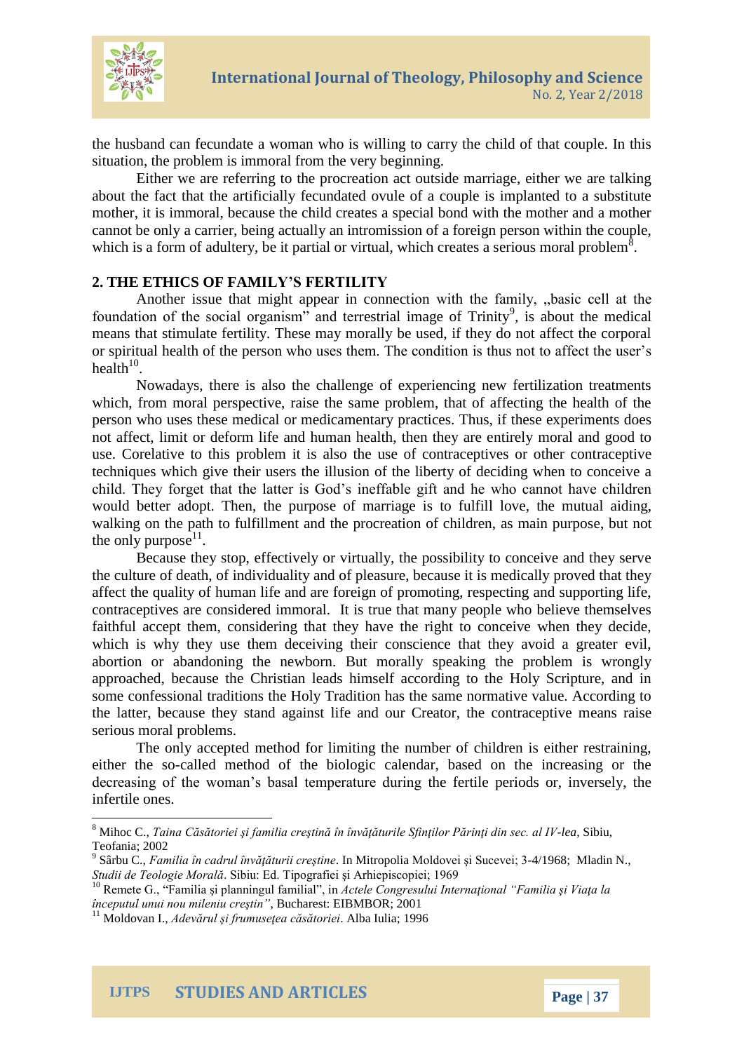the husband can fecundate a woman who is willing to carry the child of that couple. In this situation, the problem is immoral from the very beginning.

Either we are referring to the procreation act outside marriage, either we are talking about the fact that the artificially fecundated ovule of a couple is implanted to a substitute mother, it is immoral, because the child creates a special bond with the mother and a mother cannot be only a carrier, being actually an intromission of a foreign person within the couple, which is a form of adultery, be it partial or virtual, which creates a serious moral problem[8].

## 2. THE ETHICS OF FAMILY'S FERTILITY

Another issue that might appear in connection with the family, „basic cell at the foundation of the social organism" and terrestrial image of Trinity[9], is about the medical means that stimulate fertility. These may morally be used, if they do not affect the corporal or spiritual health of the person who uses them. The condition is thus not to affect the user's health[10].

Nowadays, there is also the challenge of experiencing new fertilization treatments which, from moral perspective, raise the same problem, that of affecting the health of the person who uses these medical or medicamentary practices. Thus, if these experiments does not affect, limit or deform life and human health, then they are entirely moral and good to use. Corelative to this problem it is also the use of contraceptives or other contraceptive techniques which give their users the illusion of the liberty of deciding when to conceive a child. They forget that the latter is God's ineffable gift and he who cannot have children would better adopt. Then, the purpose of marriage is to fulfill love, the mutual aiding, walking on the path to fulfillment and the procreation of children, as main purpose, but not the only purpose[11].

Because they stop, effectively or virtually, the possibility to conceive and they serve the culture of death, of individuality and of pleasure, because it is medically proved that they affect the quality of human life and are foreign of promoting, respecting and supporting life, contraceptives are considered immoral. It is true that many people who believe themselves faithful accept them, considering that they have the right to conceive when they decide, which is why they use them deceiving their conscience that they avoid a greater evil, abortion or abandoning the newborn. But morally speaking the problem is wrongly approached, because the Christian leads himself according to the Holy Scripture, and in some confessional traditions the Holy Tradition has the same normative value. According to the latter, because they stand against life and our Creator, the contraceptive means raise serious moral problems.

The only accepted method for limiting the number of children is either restraining, either the so-called method of the biologic calendar, based on the increasing or the decreasing of the woman's basal temperature during the fertile periods or, inversely, the infertile ones.

---

[8] Mihoc C., *Taina Căsătoriei şi familia creştină în învăţăturile Sfinţilor Părinţi din sec. al IV-lea*, Sibiu, Teofania; 2002

[9] Sârbu C., *Familia în cadrul învăţăturii creştine*. In Mitropolia Moldovei şi Sucevei; 3-4/1968; Mladin N., *Studii de Teologie Morală*. Sibiu: Ed. Tipografiei şi Arhiepiscopiei; 1969

[10] Remete G., "Familia şi planningul familial", in *Actele Congresului Internaţional "Familia şi Viaţa la începutul unui nou mileniu creştin"*, Bucharest: EIBMBOR; 2001

[11] Moldovan I., *Adevărul şi frumuseţea căsătoriei*. Alba Iulia; 1996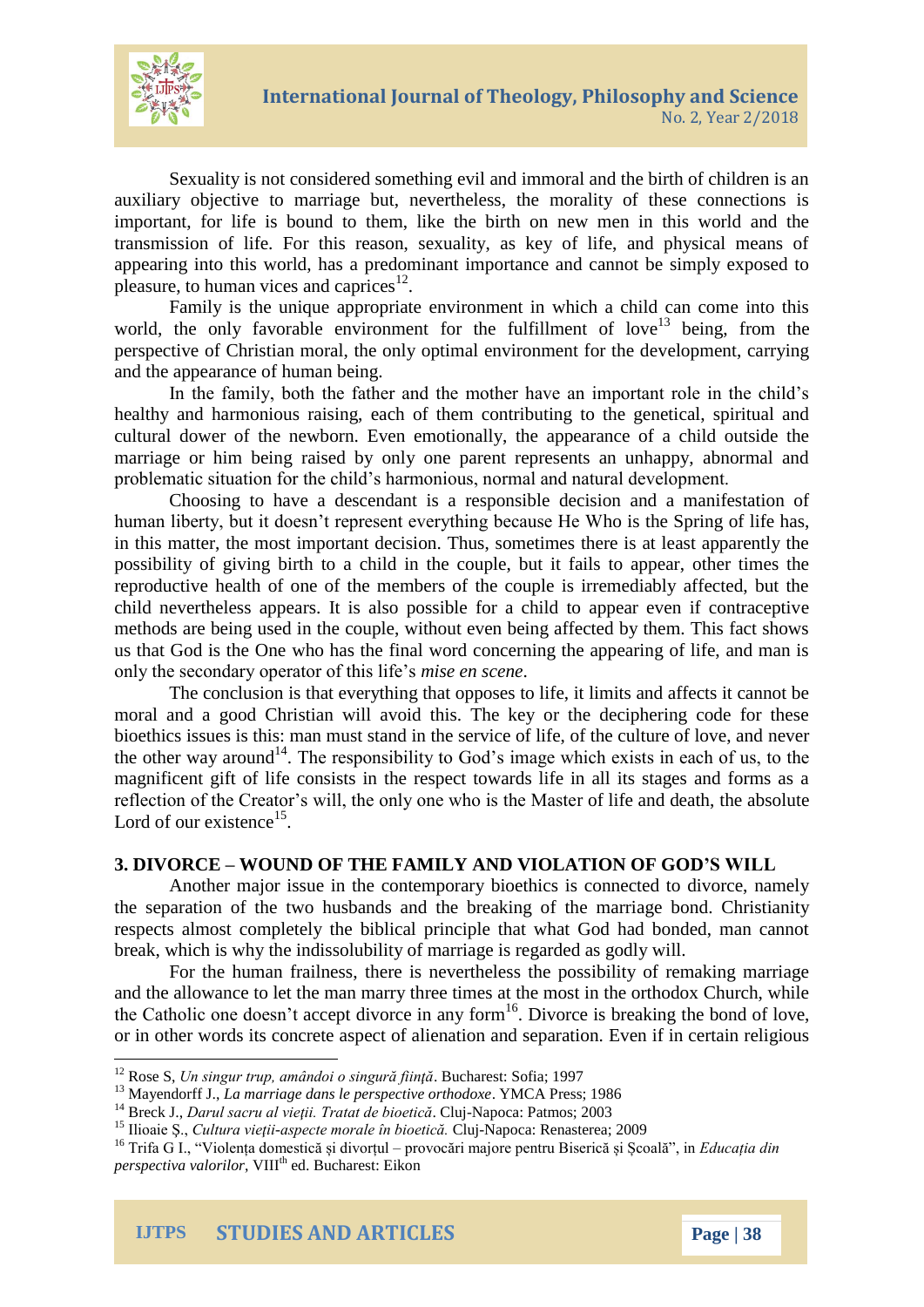Sexuality is not considered something evil and immoral and the birth of children is an auxiliary objective to marriage but, nevertheless, the morality of these connections is important, for life is bound to them, like the birth on new men in this world and the transmission of life. For this reason, sexuality, as key of life, and physical means of appearing into this world, has a predominant importance and cannot be simply exposed to pleasure, to human vices and caprices[12].

Family is the unique appropriate environment in which a child can come into this world, the only favorable environment for the fulfillment of love[13] being, from the perspective of Christian moral, the only optimal environment for the development, carrying and the appearance of human being.

In the family, both the father and the mother have an important role in the child's healthy and harmonious raising, each of them contributing to the genetical, spiritual and cultural dower of the newborn. Even emotionally, the appearance of a child outside the marriage or him being raised by only one parent represents an unhappy, abnormal and problematic situation for the child's harmonious, normal and natural development.

Choosing to have a descendant is a responsible decision and a manifestation of human liberty, but it doesn't represent everything because He Who is the Spring of life has, in this matter, the most important decision. Thus, sometimes there is at least apparently the possibility of giving birth to a child in the couple, but it fails to appear, other times the reproductive health of one of the members of the couple is irremediably affected, but the child nevertheless appears. It is also possible for a child to appear even if contraceptive methods are being used in the couple, without even being affected by them. This fact shows us that God is the One who has the final word concerning the appearing of life, and man is only the secondary operator of this life's *mise en scene*.

The conclusion is that everything that opposes to life, it limits and affects it cannot be moral and a good Christian will avoid this. The key or the deciphering code for these bioethics issues is this: man must stand in the service of life, of the culture of love, and never the other way around[14]. The responsibility to God's image which exists in each of us, to the magnificent gift of life consists in the respect towards life in all its stages and forms as a reflection of the Creator's will, the only one who is the Master of life and death, the absolute Lord of our existence[15].

## 3. DIVORCE – WOUND OF THE FAMILY AND VIOLATION OF GOD'S WILL

Another major issue in the contemporary bioethics is connected to divorce, namely the separation of the two husbands and the breaking of the marriage bond. Christianity respects almost completely the biblical principle that what God had bonded, man cannot break, which is why the indissolubility of marriage is regarded as godly will.

For the human frailness, there is nevertheless the possibility of remaking marriage and the allowance to let the man marry three times at the most in the orthodox Church, while the Catholic one doesn't accept divorce in any form[16]. Divorce is breaking the bond of love, or in other words its concrete aspect of alienation and separation. Even if in certain religious

---

[12] Rose S, *Un singur trup, amândoi o singură ființă*. Bucharest: Sofia; 1997

[13] Mayendorff J., *La marriage dans le perspective orthodoxe*. YMCA Press; 1986

[14] Breck J., *Darul sacru al vieții. Tratat de bioetică*. Cluj-Napoca: Patmos; 2003

[15] Ilioaie Ș., *Cultura vieții-aspecte morale în bioetică.* Cluj-Napoca: Renasterea; 2009

[16] Trifa G I., "Violența domestică și divorțul – provocări majore pentru Biserică și Școală", in *Educația din perspectiva valorilor*, VIII[th] ed. Bucharest: Eikon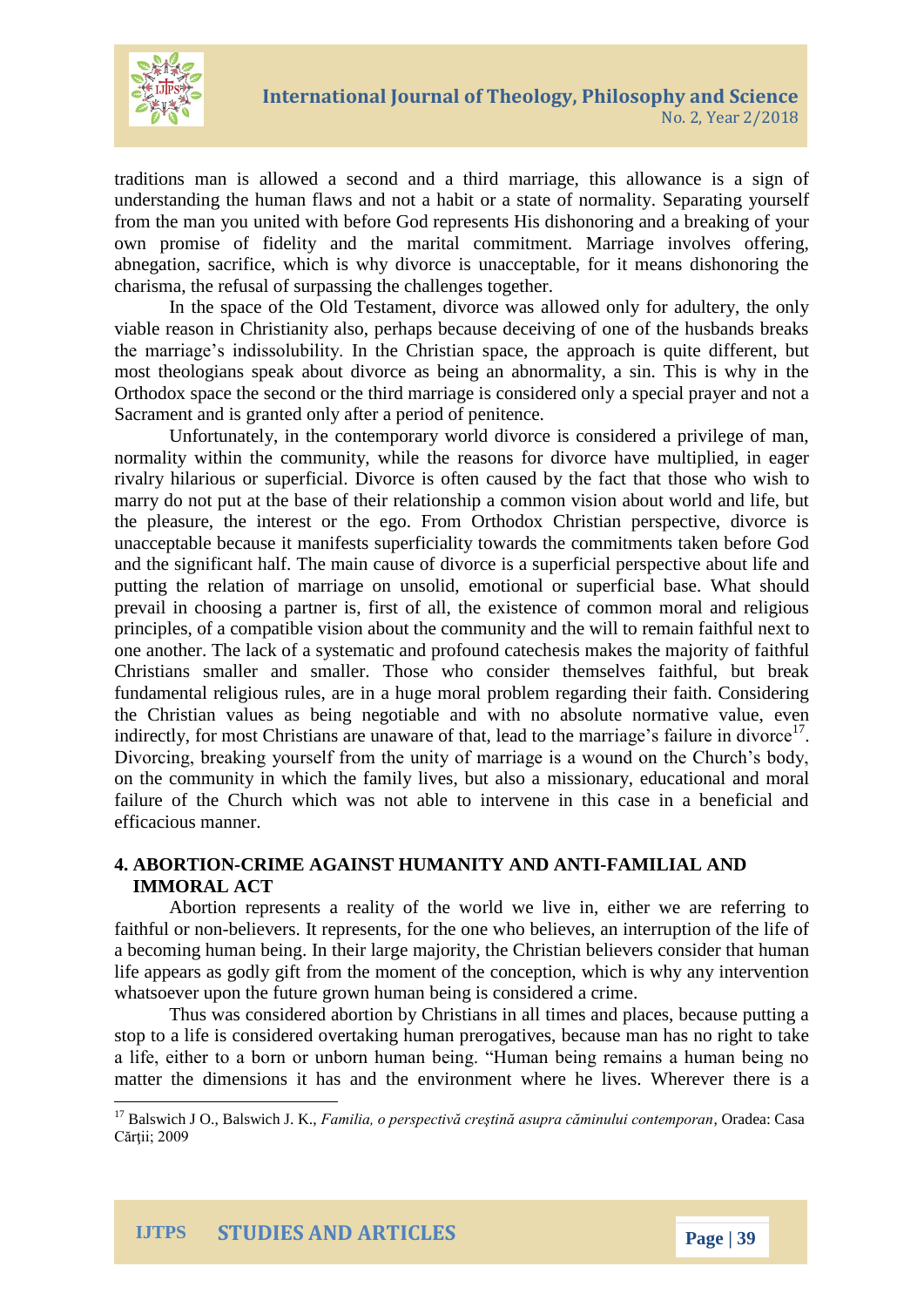traditions man is allowed a second and a third marriage, this allowance is a sign of understanding the human flaws and not a habit or a state of normality. Separating yourself from the man you united with before God represents His dishonoring and a breaking of your own promise of fidelity and the marital commitment. Marriage involves offering, abnegation, sacrifice, which is why divorce is unacceptable, for it means dishonoring the charisma, the refusal of surpassing the challenges together.

In the space of the Old Testament, divorce was allowed only for adultery, the only viable reason in Christianity also, perhaps because deceiving of one of the husbands breaks the marriage's indissolubility. In the Christian space, the approach is quite different, but most theologians speak about divorce as being an abnormality, a sin. This is why in the Orthodox space the second or the third marriage is considered only a special prayer and not a Sacrament and is granted only after a period of penitence.

Unfortunately, in the contemporary world divorce is considered a privilege of man, normality within the community, while the reasons for divorce have multiplied, in eager rivalry hilarious or superficial. Divorce is often caused by the fact that those who wish to marry do not put at the base of their relationship a common vision about world and life, but the pleasure, the interest or the ego. From Orthodox Christian perspective, divorce is unacceptable because it manifests superficiality towards the commitments taken before God and the significant half. The main cause of divorce is a superficial perspective about life and putting the relation of marriage on unsolid, emotional or superficial base. What should prevail in choosing a partner is, first of all, the existence of common moral and religious principles, of a compatible vision about the community and the will to remain faithful next to one another. The lack of a systematic and profound catechesis makes the majority of faithful Christians smaller and smaller. Those who consider themselves faithful, but break fundamental religious rules, are in a huge moral problem regarding their faith. Considering the Christian values as being negotiable and with no absolute normative value, even indirectly, for most Christians are unaware of that, lead to the marriage's failure in divorce[17]. Divorcing, breaking yourself from the unity of marriage is a wound on the Church's body, on the community in which the family lives, but also a missionary, educational and moral failure of the Church which was not able to intervene in this case in a beneficial and efficacious manner.

## 4. ABORTION-CRIME AGAINST HUMANITY AND ANTI-FAMILIAL AND IMMORAL ACT

Abortion represents a reality of the world we live in, either we are referring to faithful or non-believers. It represents, for the one who believes, an interruption of the life of a becoming human being. In their large majority, the Christian believers consider that human life appears as godly gift from the moment of the conception, which is why any intervention whatsoever upon the future grown human being is considered a crime.

Thus was considered abortion by Christians in all times and places, because putting a stop to a life is considered overtaking human prerogatives, because man has no right to take a life, either to a born or unborn human being. "Human being remains a human being no matter the dimensions it has and the environment where he lives. Wherever there is a

---

[17] Balswich J O., Balswich J. K., *Familia, o perspectivă creştină asupra căminului contemporan*, Oradea: Casa Cărţii; 2009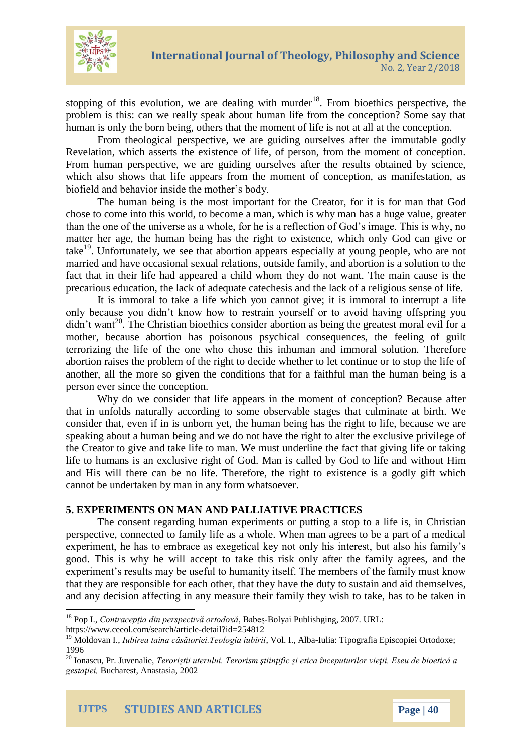stopping of this evolution, we are dealing with murder[18]. From bioethics perspective, the problem is this: can we really speak about human life from the conception? Some say that human is only the born being, others that the moment of life is not at all at the conception.

From theological perspective, we are guiding ourselves after the immutable godly Revelation, which asserts the existence of life, of person, from the moment of conception. From human perspective, we are guiding ourselves after the results obtained by science, which also shows that life appears from the moment of conception, as manifestation, as biofield and behavior inside the mother's body.

The human being is the most important for the Creator, for it is for man that God chose to come into this world, to become a man, which is why man has a huge value, greater than the one of the universe as a whole, for he is a reflection of God's image. This is why, no matter her age, the human being has the right to existence, which only God can give or take[19]. Unfortunately, we see that abortion appears especially at young people, who are not married and have occasional sexual relations, outside family, and abortion is a solution to the fact that in their life had appeared a child whom they do not want. The main cause is the precarious education, the lack of adequate catechesis and the lack of a religious sense of life.

It is immoral to take a life which you cannot give; it is immoral to interrupt a life only because you didn't know how to restrain yourself or to avoid having offspring you didn't want[20]. The Christian bioethics consider abortion as being the greatest moral evil for a mother, because abortion has poisonous psychical consequences, the feeling of guilt terrorizing the life of the one who chose this inhuman and immoral solution. Therefore abortion raises the problem of the right to decide whether to let continue or to stop the life of another, all the more so given the conditions that for a faithful man the human being is a person ever since the conception.

Why do we consider that life appears in the moment of conception? Because after that in unfolds naturally according to some observable stages that culminate at birth. We consider that, even if in is unborn yet, the human being has the right to life, because we are speaking about a human being and we do not have the right to alter the exclusive privilege of the Creator to give and take life to man. We must underline the fact that giving life or taking life to humans is an exclusive right of God. Man is called by God to life and without Him and His will there can be no life. Therefore, the right to existence is a godly gift which cannot be undertaken by man in any form whatsoever.

## 5. EXPERIMENTS ON MAN AND PALLIATIVE PRACTICES

The consent regarding human experiments or putting a stop to a life is, in Christian perspective, connected to family life as a whole. When man agrees to be a part of a medical experiment, he has to embrace as exegetical key not only his interest, but also his family's good. This is why he will accept to take this risk only after the family agrees, and the experiment's results may be useful to humanity itself. The members of the family must know that they are responsible for each other, that they have the duty to sustain and aid themselves, and any decision affecting in any measure their family they wish to take, has to be taken in

---

[18] Pop I., *Contracepţia din perspectivă ortodoxă*, Babeş-Bolyai Publishging, 2007. URL: https://www.ceeol.com/search/article-detail?id=254812

[19] Moldovan I., *Iubirea taina căsătoriei.Teologia iubirii*, Vol. I., Alba-Iulia: Tipografia Episcopiei Ortodoxe; 1996

[20] Ionascu, Pr. Juvenalie, *Teroriştii uterului. Terorism ştiinţific şi etica începuturilor vieţii, Eseu de bioetică a gestaţiei,* Bucharest, Anastasia, 2002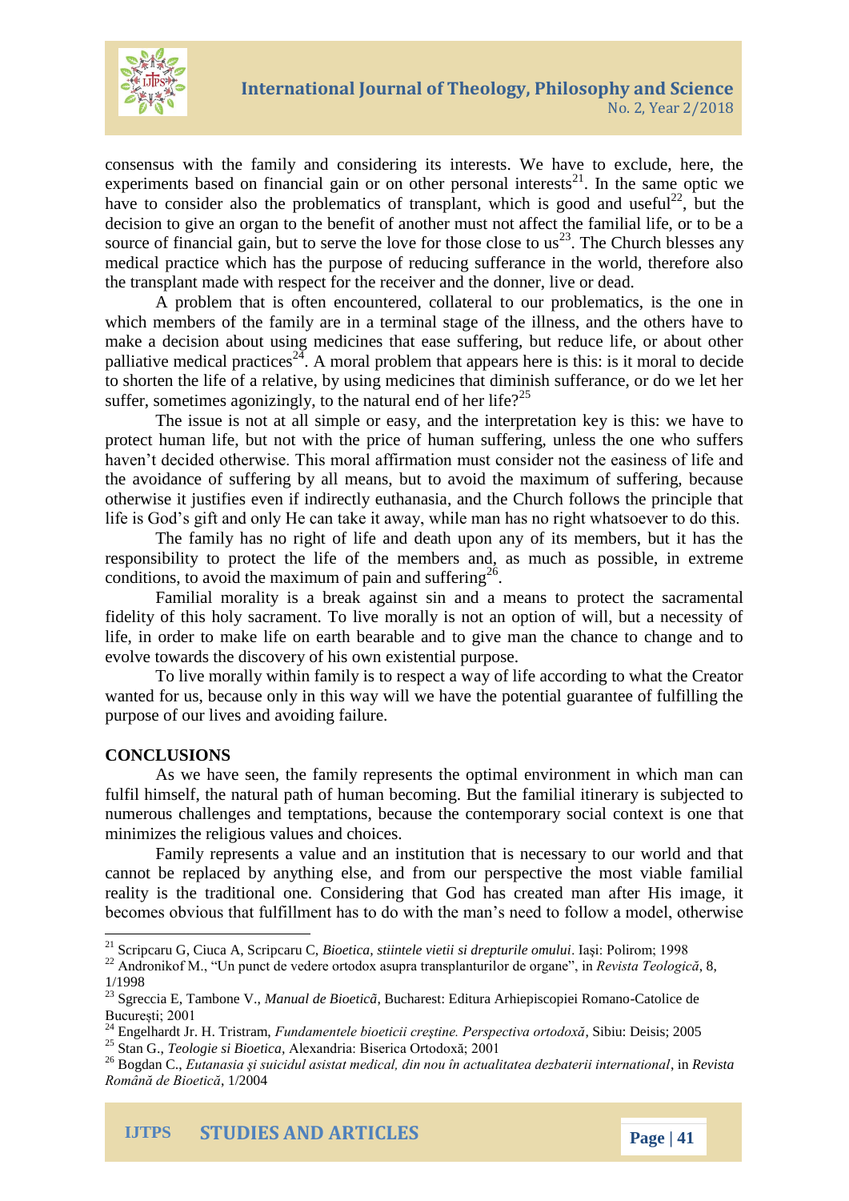consensus with the family and considering its interests. We have to exclude, here, the experiments based on financial gain or on other personal interests[21]. In the same optic we have to consider also the problematics of transplant, which is good and useful[22], but the decision to give an organ to the benefit of another must not affect the familial life, or to be a source of financial gain, but to serve the love for those close to us[23]. The Church blesses any medical practice which has the purpose of reducing sufferance in the world, therefore also the transplant made with respect for the receiver and the donner, live or dead.

A problem that is often encountered, collateral to our problematics, is the one in which members of the family are in a terminal stage of the illness, and the others have to make a decision about using medicines that ease suffering, but reduce life, or about other palliative medical practices[24]. A moral problem that appears here is this: is it moral to decide to shorten the life of a relative, by using medicines that diminish sufferance, or do we let her suffer, sometimes agonizingly, to the natural end of her life?[25]

The issue is not at all simple or easy, and the interpretation key is this: we have to protect human life, but not with the price of human suffering, unless the one who suffers haven't decided otherwise. This moral affirmation must consider not the easiness of life and the avoidance of suffering by all means, but to avoid the maximum of suffering, because otherwise it justifies even if indirectly euthanasia, and the Church follows the principle that life is God's gift and only He can take it away, while man has no right whatsoever to do this.

The family has no right of life and death upon any of its members, but it has the responsibility to protect the life of the members and, as much as possible, in extreme conditions, to avoid the maximum of pain and suffering[26].

Familial morality is a break against sin and a means to protect the sacramental fidelity of this holy sacrament. To live morally is not an option of will, but a necessity of life, in order to make life on earth bearable and to give man the chance to change and to evolve towards the discovery of his own existential purpose.

To live morally within family is to respect a way of life according to what the Creator wanted for us, because only in this way will we have the potential guarantee of fulfilling the purpose of our lives and avoiding failure.

**CONCLUSIONS**

As we have seen, the family represents the optimal environment in which man can fulfil himself, the natural path of human becoming. But the familial itinerary is subjected to numerous challenges and temptations, because the contemporary social context is one that minimizes the religious values and choices.

Family represents a value and an institution that is necessary to our world and that cannot be replaced by anything else, and from our perspective the most viable familial reality is the traditional one. Considering that God has created man after His image, it becomes obvious that fulfillment has to do with the man's need to follow a model, otherwise

---

[21] Scripcaru G, Ciuca A, Scripcaru C, *Bioetica, stiintele vietii si drepturile omului*. Iași: Polirom; 1998

[22] Andronikof M., "Un punct de vedere ortodox asupra transplanturilor de organe", in *Revista Teologică*, 8, 1/1998

[23] Sgreccia E, Tambone V., *Manual de Bioeticã*, Bucharest: Editura Arhiepiscopiei Romano-Catolice de București; 2001

[24] Engelhardt Jr. H. Tristram, *Fundamentele bioeticii creştine. Perspectiva ortodoxă*, Sibiu: Deisis; 2005

[25] Stan G., *Teologie si Bioetica*, Alexandria: Biserica Ortodoxă; 2001

[26] Bogdan C., *Eutanasia şi suicidul asistat medical, din nou în actualitatea dezbaterii international*, in *Revista Română de Bioetică*, 1/2004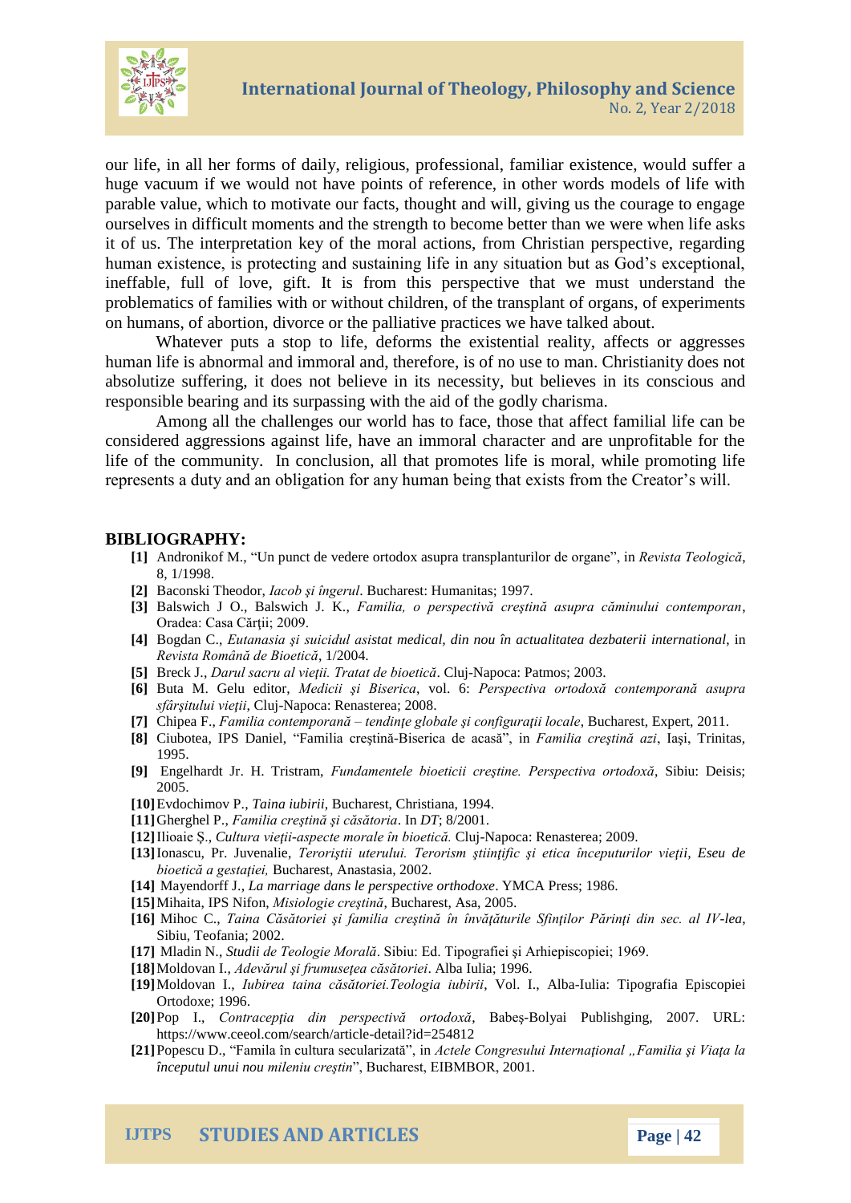our life, in all her forms of daily, religious, professional, familiar existence, would suffer a huge vacuum if we would not have points of reference, in other words models of life with parable value, which to motivate our facts, thought and will, giving us the courage to engage ourselves in difficult moments and the strength to become better than we were when life asks it of us. The interpretation key of the moral actions, from Christian perspective, regarding human existence, is protecting and sustaining life in any situation but as God's exceptional, ineffable, full of love, gift. It is from this perspective that we must understand the problematics of families with or without children, of the transplant of organs, of experiments on humans, of abortion, divorce or the palliative practices we have talked about.

Whatever puts a stop to life, deforms the existential reality, affects or aggresses human life is abnormal and immoral and, therefore, is of no use to man. Christianity does not absolutize suffering, it does not believe in its necessity, but believes in its conscious and responsible bearing and its surpassing with the aid of the godly charisma.

Among all the challenges our world has to face, those that affect familial life can be considered aggressions against life, have an immoral character and are unprofitable for the life of the community. In conclusion, all that promotes life is moral, while promoting life represents a duty and an obligation for any human being that exists from the Creator's will.

## BIBLIOGRAPHY:

- **[1]** Andronikof M., "Un punct de vedere ortodox asupra transplanturilor de organe", in *Revista Teologică*, 8, 1/1998.
- **[2]** Baconski Theodor, *Iacob şi îngerul*. Bucharest: Humanitas; 1997.
- **[3]** Balswich J O., Balswich J. K., *Familia, o perspectivă creştină asupra căminului contemporan*, Oradea: Casa Cărţii; 2009.
- **[4]** Bogdan C., *Eutanasia şi suicidul asistat medical, din nou în actualitatea dezbaterii international*, in *Revista Română de Bioetică*, 1/2004.
- **[5]** Breck J., *Darul sacru al vieţii. Tratat de bioetică*. Cluj-Napoca: Patmos; 2003.
- **[6]** Buta M. Gelu editor, *Medicii şi Biserica*, vol. 6: *Perspectiva ortodoxă contemporană asupra sfârşitului vieţii*, Cluj-Napoca: Renasterea; 2008.
- **[7]** Chipea F., *Familia contemporană – tendinţe globale şi configuraţii locale*, Bucharest, Expert, 2011.
- **[8]** Ciubotea, IPS Daniel, "Familia creştină-Biserica de acasă", in *Familia creştină azi*, Iaşi, Trinitas, 1995.
- **[9]** Engelhardt Jr. H. Tristram, *Fundamentele bioeticii creştine. Perspectiva ortodoxă*, Sibiu: Deisis; 2005.
- **[10]** Evdochimov P., *Taina iubirii*, Bucharest, Christiana, 1994.
- **[11]** Gherghel P., *Familia creştină şi căsătoria*. In *DT*; 8/2001.
- **[12]** Ilioaie Ş., *Cultura vieţii-aspecte morale în bioetică.* Cluj-Napoca: Renasterea; 2009.
- **[13]** Ionascu, Pr. Juvenalie, *Teroriştii uterului. Terorism ştiinţific şi etica începuturilor vieţii, Eseu de bioetică a gestaţiei,* Bucharest, Anastasia, 2002.
- **[14]** Mayendorff J., *La marriage dans le perspective orthodoxe*. YMCA Press; 1986.
- **[15]** Mihaita, IPS Nifon, *Misiologie creştină*, Bucharest, Asa, 2005.
- **[16]** Mihoc C., *Taina Căsătoriei şi familia creştină în învăţăturile Sfinţilor Părinţi din sec. al IV-lea*, Sibiu, Teofania; 2002.
- **[17]** Mladin N., *Studii de Teologie Morală*. Sibiu: Ed. Tipografiei şi Arhiepiscopiei; 1969.
- **[18]** Moldovan I., *Adevărul şi frumuseţea căsătoriei*. Alba Iulia; 1996.
- **[19]** Moldovan I., *Iubirea taina căsătoriei.Teologia iubirii*, Vol. I., Alba-Iulia: Tipografia Episcopiei Ortodoxe; 1996.
- **[20]** Pop I., *Contracepţia din perspectivă ortodoxă*, Babeş-Bolyai Publishging, 2007. URL: https://www.ceeol.com/search/article-detail?id=254812
- **[21]** Popescu D., "Famila în cultura secularizată", in *Actele Congresului Internaţional „Familia şi Viaţa la începutul unui nou mileniu creştin*", Bucharest, EIBMBOR, 2001.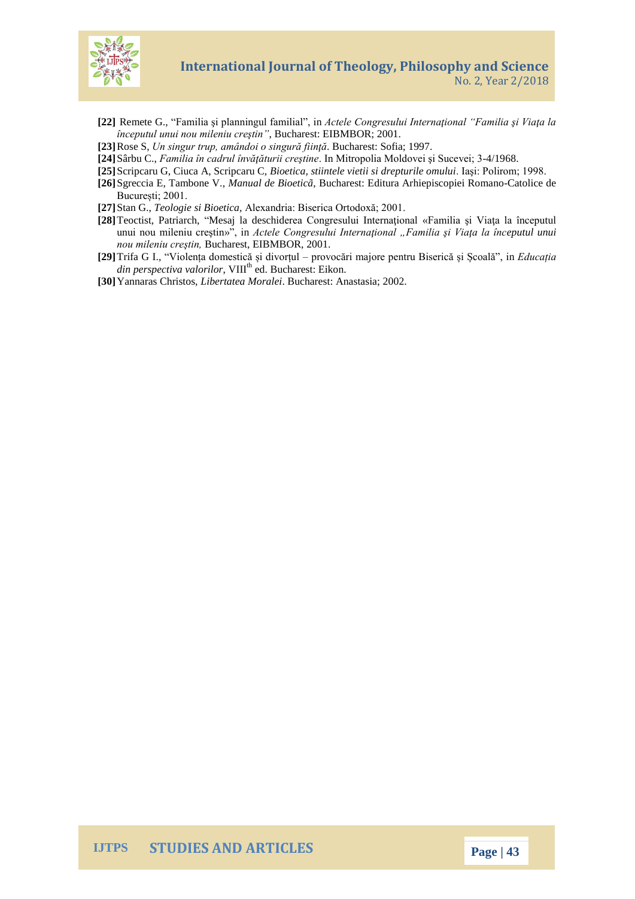**[22]** Remete G., “Familia şi planningul familial”, in *Actele Congresului Internaţional “Familia şi Viaţa la începutul unui nou mileniu creştin”*, Bucharest: EIBMBOR; 2001.

**[23]** Rose S, *Un singur trup, amândoi o singură ființă*. Bucharest: Sofia; 1997.

**[24]** Sârbu C., *Familia în cadrul învăţăturii creştine*. In Mitropolia Moldovei şi Sucevei; 3-4/1968.

**[25]** Scripcaru G, Ciuca A, Scripcaru C, *Bioetica, stiintele vietii si drepturile omului*. Iaşi: Polirom; 1998.

**[26]** Sgreccia E, Tambone V., *Manual de Bioeticã*, Bucharest: Editura Arhiepiscopiei Romano-Catolice de Bucureşti; 2001.

**[27]** Stan G., *Teologie si Bioetica,* Alexandria: Biserica Ortodoxă; 2001.

**[28]** Teoctist, Patriarch, “Mesaj la deschiderea Congresului Internaţional «Familia şi Viaţa la începutul unui nou mileniu creştin»”, in *Actele Congresului Internaţional „Familia şi Viaţa la începutul unui nou mileniu creştin,* Bucharest, EIBMBOR, 2001.

**[29]** Trifa G I., “Violența domestică și divorțul – provocări majore pentru Biserică și Școală”, in *Educația din perspectiva valorilor*, VIII[th] ed. Bucharest: Eikon.

**[30]** Yannaras Christos, *Libertatea Moralei*. Bucharest: Anastasia; 2002.